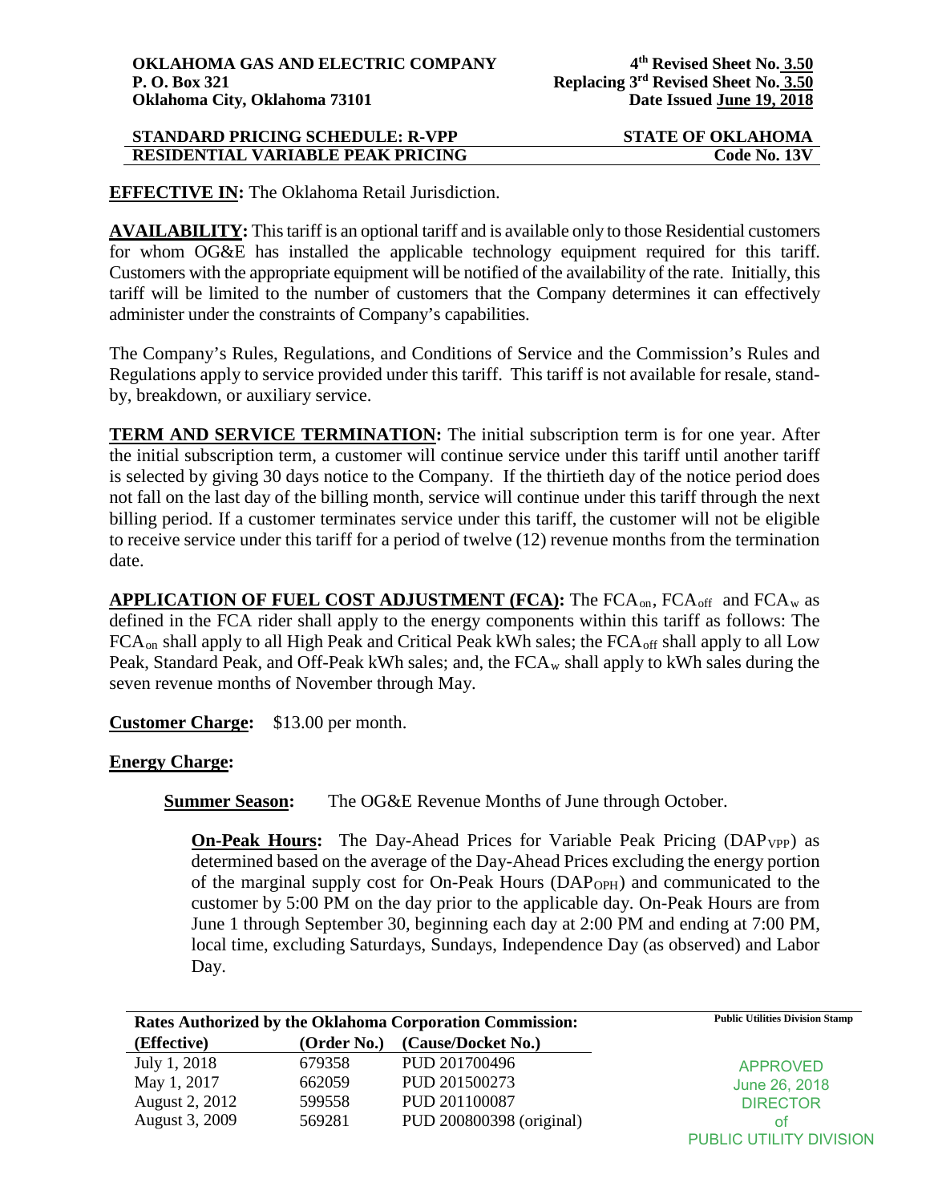**OKLAHOMA GAS AND ELECTRIC COMPANY**
**P. O. Box 321**
**Oklahoma City, Oklahoma 73101**

**4th Revised Sheet No. 3.50**
**Replacing 3rd Revised Sheet No. 3.50**
**Date Issued June 19, 2018**

**STANDARD PRICING SCHEDULE: R-VPP** — **STATE OF OKLAHOMA**
**RESIDENTIAL VARIABLE PEAK PRICING** — **Code No. 13V**

**EFFECTIVE IN:** The Oklahoma Retail Jurisdiction.

**AVAILABILITY:** This tariff is an optional tariff and is available only to those Residential customers for whom OG&E has installed the applicable technology equipment required for this tariff. Customers with the appropriate equipment will be notified of the availability of the rate. Initially, this tariff will be limited to the number of customers that the Company determines it can effectively administer under the constraints of Company's capabilities.

The Company's Rules, Regulations, and Conditions of Service and the Commission's Rules and Regulations apply to service provided under this tariff. This tariff is not available for resale, stand-by, breakdown, or auxiliary service.

**TERM AND SERVICE TERMINATION:** The initial subscription term is for one year. After the initial subscription term, a customer will continue service under this tariff until another tariff is selected by giving 30 days notice to the Company. If the thirtieth day of the notice period does not fall on the last day of the billing month, service will continue under this tariff through the next billing period. If a customer terminates service under this tariff, the customer will not be eligible to receive service under this tariff for a period of twelve (12) revenue months from the termination date.

**APPLICATION OF FUEL COST ADJUSTMENT (FCA):** The $FCA_{on}$, $FCA_{off}$ and $FCA_{w}$ as defined in the FCA rider shall apply to the energy components within this tariff as follows: The $FCA_{on}$ shall apply to all High Peak and Critical Peak kWh sales; the $FCA_{off}$ shall apply to all Low Peak, Standard Peak, and Off-Peak kWh sales; and, the $FCA_{w}$ shall apply to kWh sales during the seven revenue months of November through May.

**Customer Charge:** $13.00 per month.

**Energy Charge:**

**Summer Season:** The OG&E Revenue Months of June through October.

**On-Peak Hours:** The Day-Ahead Prices for Variable Peak Pricing ($DAP_{VPP}$) as determined based on the average of the Day-Ahead Prices excluding the energy portion of the marginal supply cost for On-Peak Hours ($DAP_{OPH}$) and communicated to the customer by 5:00 PM on the day prior to the applicable day. On-Peak Hours are from June 1 through September 30, beginning each day at 2:00 PM and ending at 7:00 PM, local time, excluding Saturdays, Sundays, Independence Day (as observed) and Labor Day.

| Rates Authorized by the Oklahoma Corporation Commission: | | |
|---|---|---|
| (Effective) | (Order No.) | (Cause/Docket No.) |
| July 1, 2018 | 679358 | PUD 201700496 |
| May 1, 2017 | 662059 | PUD 201500273 |
| August 2, 2012 | 599558 | PUD 201100087 |
| August 3, 2009 | 569281 | PUD 200800398 (original) |

Public Utilities Division Stamp

APPROVED
June 26, 2018
DIRECTOR
of
PUBLIC UTILITY DIVISION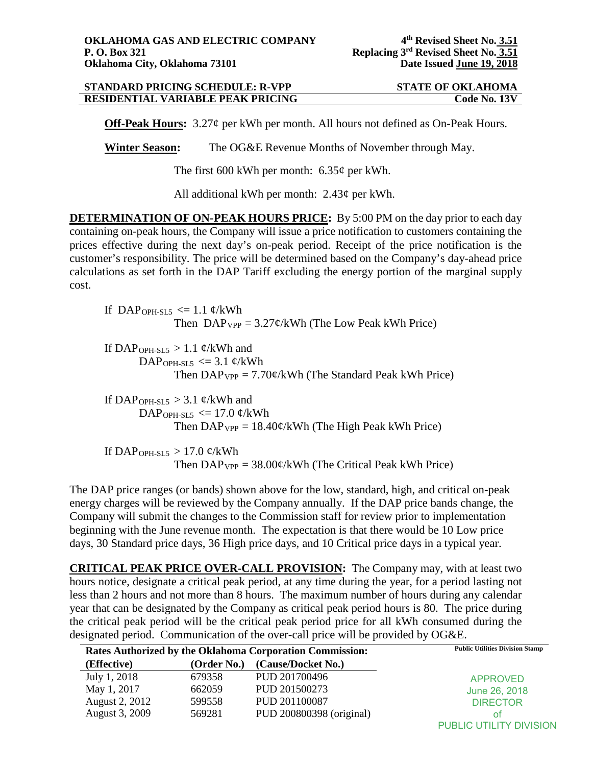**OKLAHOMA GAS AND ELECTRIC COMPANY**
**P. O. Box 321**
**Oklahoma City, Oklahoma 73101**

**4th Revised Sheet No. 3.51**
**Replacing 3rd Revised Sheet No. 3.51**
**Date Issued June 19, 2018**

**STANDARD PRICING SCHEDULE: R-VPP** | **STATE OF OKLAHOMA**
**RESIDENTIAL VARIABLE PEAK PRICING** | **Code No. 13V**

**Off-Peak Hours:** 3.27¢ per kWh per month. All hours not defined as On-Peak Hours.

**Winter Season:** The OG&E Revenue Months of November through May.

The first 600 kWh per month: 6.35¢ per kWh.

All additional kWh per month: 2.43¢ per kWh.

**DETERMINATION OF ON-PEAK HOURS PRICE:** By 5:00 PM on the day prior to each day containing on-peak hours, the Company will issue a price notification to customers containing the prices effective during the next day's on-peak period. Receipt of the price notification is the customer's responsibility. The price will be determined based on the Company's day-ahead price calculations as set forth in the DAP Tariff excluding the energy portion of the marginal supply cost.

If $DAP_{OPH-SL5} <= 1.1$ ¢/kWh
Then $DAP_{VPP} = 3.27$¢/kWh (The Low Peak kWh Price)

If $DAP_{OPH-SL5} > 1.1$ ¢/kWh and
$DAP_{OPH-SL5} <= 3.1$ ¢/kWh
Then $DAP_{VPP} = 7.70$¢/kWh (The Standard Peak kWh Price)

If $DAP_{OPH-SL5} > 3.1$ ¢/kWh and
$DAP_{OPH-SL5} <= 17.0$ ¢/kWh
Then $DAP_{VPP} = 18.40$¢/kWh (The High Peak kWh Price)

If $DAP_{OPH-SL5} > 17.0$ ¢/kWh
Then $DAP_{VPP} = 38.00$¢/kWh (The Critical Peak kWh Price)

The DAP price ranges (or bands) shown above for the low, standard, high, and critical on-peak energy charges will be reviewed by the Company annually. If the DAP price bands change, the Company will submit the changes to the Commission staff for review prior to implementation beginning with the June revenue month. The expectation is that there would be 10 Low price days, 30 Standard price days, 36 High price days, and 10 Critical price days in a typical year.

**CRITICAL PEAK PRICE OVER-CALL PROVISION:** The Company may, with at least two hours notice, designate a critical peak period, at any time during the year, for a period lasting not less than 2 hours and not more than 8 hours. The maximum number of hours during any calendar year that can be designated by the Company as critical peak period hours is 80. The price during the critical peak period will be the critical peak period price for all kWh consumed during the designated period. Communication of the over-call price will be provided by OG&E.

**Rates Authorized by the Oklahoma Corporation Commission:**

| (Effective) | (Order No.) | (Cause/Docket No.) |
|---|---|---|
| July 1, 2018 | 679358 | PUD 201700496 |
| May 1, 2017 | 662059 | PUD 201500273 |
| August 2, 2012 | 599558 | PUD 201100087 |
| August 3, 2009 | 569281 | PUD 200800398 (original) |

Public Utilities Division Stamp

APPROVED
June 26, 2018
DIRECTOR
of
PUBLIC UTILITY DIVISION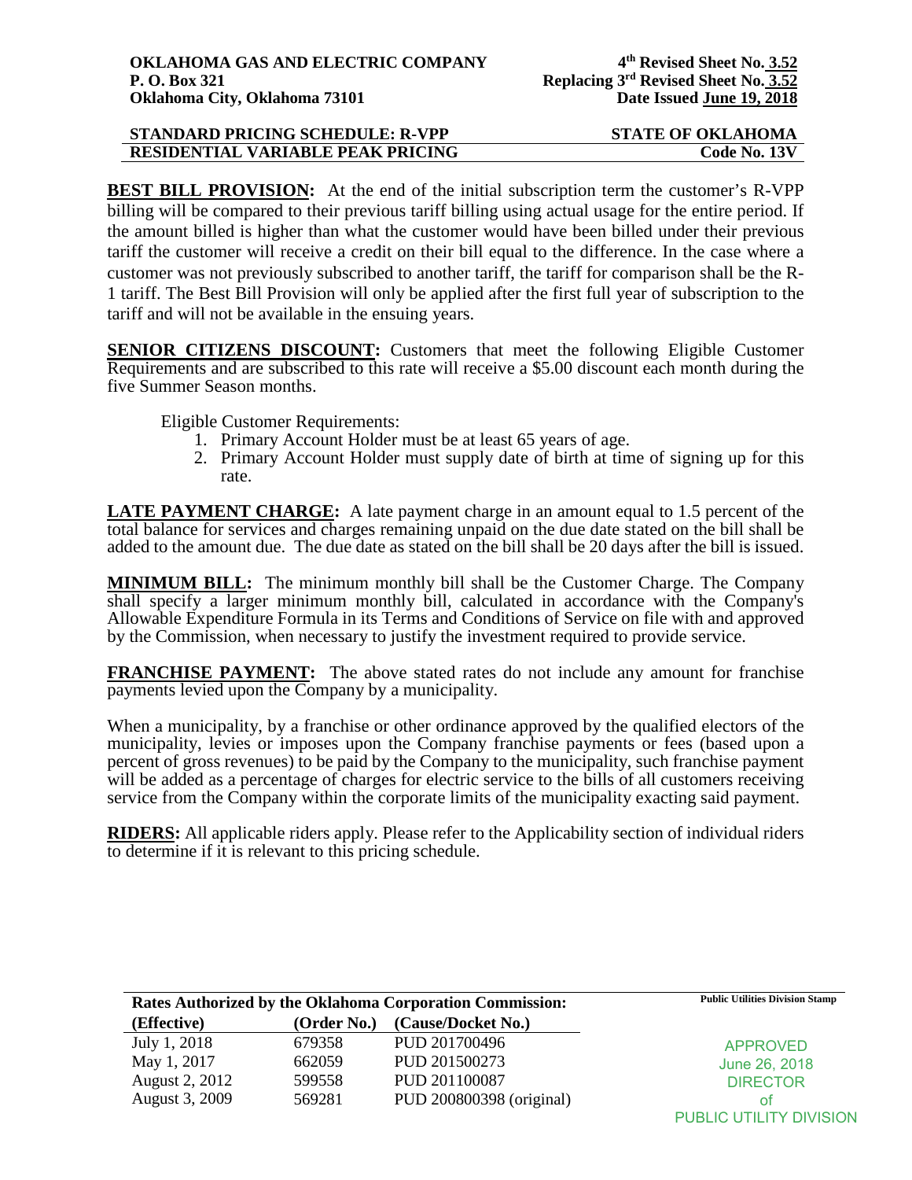**OKLAHOMA GAS AND ELECTRIC COMPANY**
**P. O. Box 321**
**Oklahoma City, Oklahoma 73101**

**4th Revised Sheet No. 3.52**
**Replacing 3rd Revised Sheet No. 3.52**
**Date Issued June 19, 2018**

**STANDARD PRICING SCHEDULE: R-VPP** — **STATE OF OKLAHOMA**
**RESIDENTIAL VARIABLE PEAK PRICING** — **Code No. 13V**

**BEST BILL PROVISION:** At the end of the initial subscription term the customer's R-VPP billing will be compared to their previous tariff billing using actual usage for the entire period. If the amount billed is higher than what the customer would have been billed under their previous tariff the customer will receive a credit on their bill equal to the difference. In the case where a customer was not previously subscribed to another tariff, the tariff for comparison shall be the R-1 tariff. The Best Bill Provision will only be applied after the first full year of subscription to the tariff and will not be available in the ensuing years.

**SENIOR CITIZENS DISCOUNT:** Customers that meet the following Eligible Customer Requirements and are subscribed to this rate will receive a $5.00 discount each month during the five Summer Season months.

Eligible Customer Requirements:

1. Primary Account Holder must be at least 65 years of age.
2. Primary Account Holder must supply date of birth at time of signing up for this rate.

**LATE PAYMENT CHARGE:** A late payment charge in an amount equal to 1.5 percent of the total balance for services and charges remaining unpaid on the due date stated on the bill shall be added to the amount due. The due date as stated on the bill shall be 20 days after the bill is issued.

**MINIMUM BILL:** The minimum monthly bill shall be the Customer Charge. The Company shall specify a larger minimum monthly bill, calculated in accordance with the Company's Allowable Expenditure Formula in its Terms and Conditions of Service on file with and approved by the Commission, when necessary to justify the investment required to provide service.

**FRANCHISE PAYMENT:** The above stated rates do not include any amount for franchise payments levied upon the Company by a municipality.

When a municipality, by a franchise or other ordinance approved by the qualified electors of the municipality, levies or imposes upon the Company franchise payments or fees (based upon a percent of gross revenues) to be paid by the Company to the municipality, such franchise payment will be added as a percentage of charges for electric service to the bills of all customers receiving service from the Company within the corporate limits of the municipality exacting said payment.

**RIDERS:** All applicable riders apply. Please refer to the Applicability section of individual riders to determine if it is relevant to this pricing schedule.

**Rates Authorized by the Oklahoma Corporation Commission:**

| (Effective) | (Order No.) | (Cause/Docket No.) |
|---|---|---|
| July 1, 2018 | 679358 | PUD 201700496 |
| May 1, 2017 | 662059 | PUD 201500273 |
| August 2, 2012 | 599558 | PUD 201100087 |
| August 3, 2009 | 569281 | PUD 200800398 (original) |

**Public Utilities Division Stamp**

APPROVED
June 26, 2018
DIRECTOR
of
PUBLIC UTILITY DIVISION